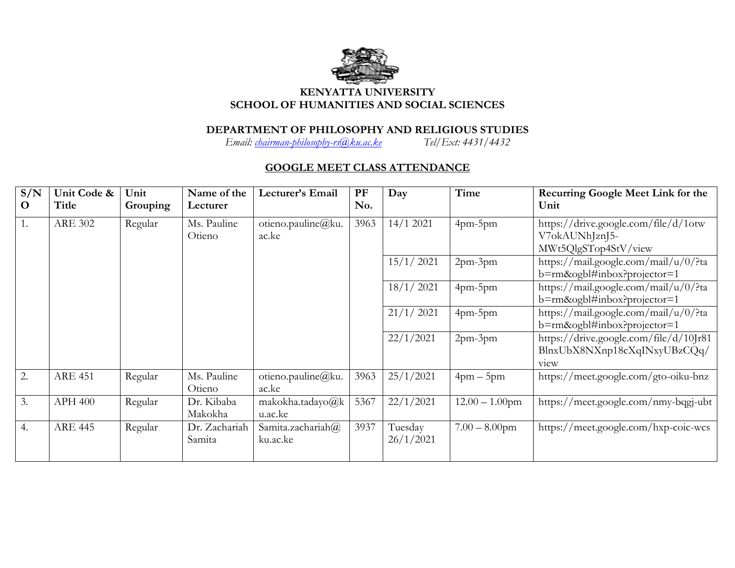**KENYATTA UNIVERSITY**
**SCHOOL OF HUMANITIES AND SOCIAL SCIENCES**

**DEPARTMENT OF PHILOSOPHY AND RELIGIOUS STUDIES**
*Email: chairman-philosophy-rs@ku.ac.ke* *Tel/Ext: 4431/4432*

**GOOGLE MEET CLASS ATTENDANCE**

| S/NO | Unit Code & Title | Unit Grouping | Name of the Lecturer | Lecturer's Email | PF No. | Day | Time | Recurring Google Meet Link for the Unit |
|---|---|---|---|---|---|---|---|---|
| 1. | ARE 302 | Regular | Ms. Pauline Otieno | otieno.pauline@ku.ac.ke | 3963 | 14/1 2021 | 4pm-5pm | https://drive.google.com/file/d/1otwV7okAUNhJznJ5-MWt5QlgSTop4StV/view |
| | | | | | | 15/1/ 2021 | 2pm-3pm | https://mail.google.com/mail/u/0/?tab=rm&ogbl#inbox?projector=1 |
| | | | | | | 18/1/ 2021 | 4pm-5pm | https://mail.google.com/mail/u/0/?tab=rm&ogbl#inbox?projector=1 |
| | | | | | | 21/1/ 2021 | 4pm-5pm | https://mail.google.com/mail/u/0/?tab=rm&ogbl#inbox?projector=1 |
| | | | | | | 22/1/2021 | 2pm-3pm | https://drive.google.com/file/d/10Jr81BlnxUbX8NXnp18cXqINxyUBzCQq/view |
| 2. | ARE 451 | Regular | Ms. Pauline Otieno | otieno.pauline@ku.ac.ke | 3963 | 25/1/2021 | 4pm – 5pm | https://meet.google.com/gto-oiku-bnz |
| 3. | APH 400 | Regular | Dr. Kibaba Makokha | makokha.tadayo@ku.ac.ke | 5367 | 22/1/2021 | 12.00 – 1.00pm | https://meet.google.com/nmy-bqgj-ubt |
| 4. | ARE 445 | Regular | Dr. Zachariah Samita | Samita.zachariah@ku.ac.ke | 3937 | Tuesday 26/1/2021 | 7.00 – 8.00pm | https://meet.google.com/hxp-coic-wcs |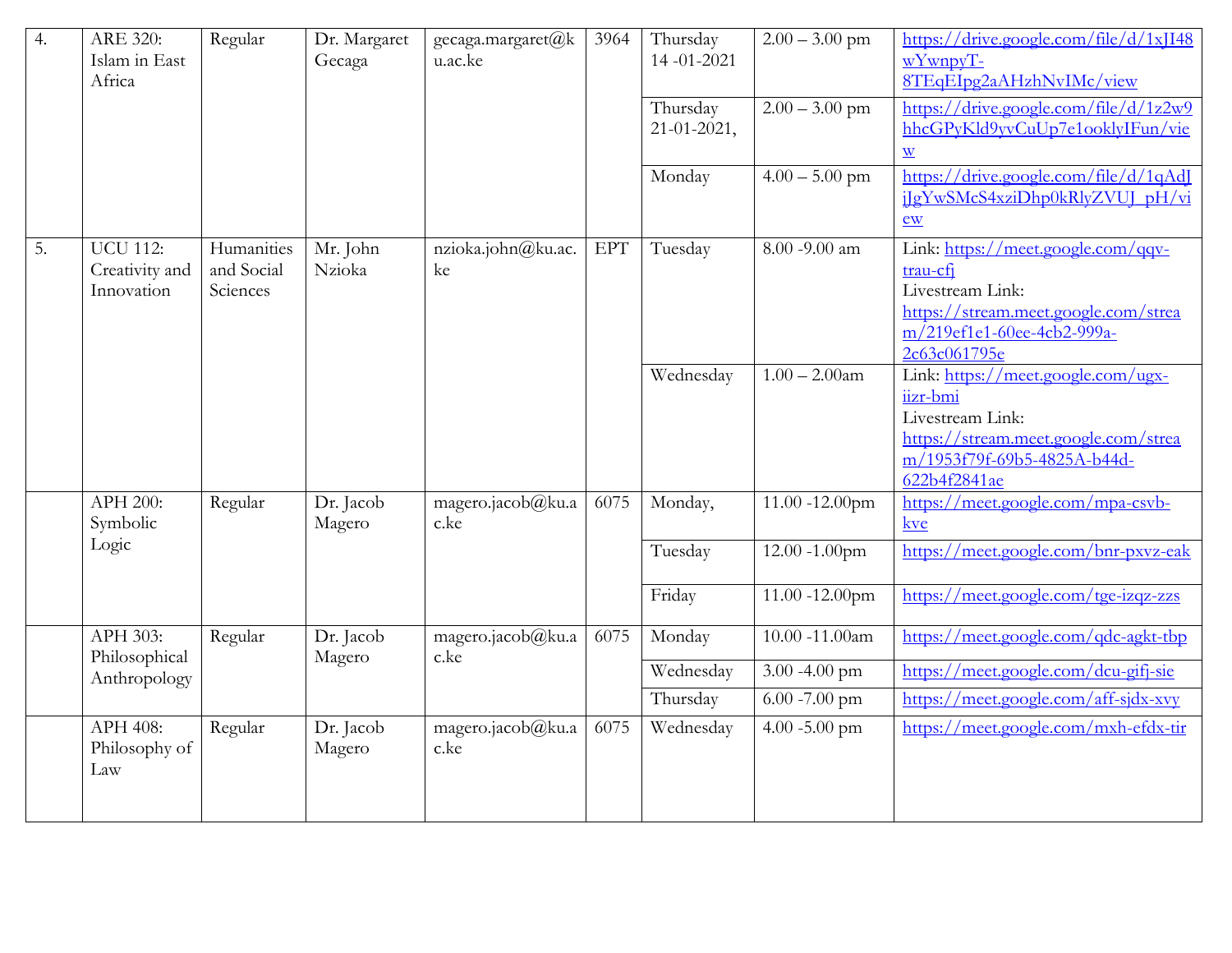| 4. | ARE 320: Islam in East Africa | Regular | Dr. Margaret Gecaga | gecaga.margaret@ku.ac.ke | 3964 | Thursday 14 -01-2021 | 2.00 – 3.00 pm | https://drive.google.com/file/d/1xJI48wYwnpyT-8TEqEIpg2aAHzhNvIMc/view |
|---|---|---|---|---|---|---|---|---|
| | | | | | | Thursday 21-01-2021, | 2.00 – 3.00 pm | https://drive.google.com/file/d/1z2w9hhcGPyKld9yvCuUp7e1ooklyIFun/view |
| | | | | | | Monday | 4.00 – 5.00 pm | https://drive.google.com/file/d/1qAdJjJgYwSMcS4xziDhp0kRlyZVUJ_pH/view |
| 5. | UCU 112: Creativity and Innovation | Humanities and Social Sciences | Mr. John Nzioka | nzioka.john@ku.ac.ke | EPT | Tuesday | 8.00 -9.00 am | Link: https://meet.google.com/qqv-trau-cfj Livestream Link: https://stream.meet.google.com/stream/219ef1e1-60ee-4cb2-999a-2c63c061795e |
| | | | | | | Wednesday | 1.00 – 2.00am | Link: https://meet.google.com/ugx-iizr-bmi Livestream Link: https://stream.meet.google.com/stream/1953f79f-69b5-4825A-b44d-622b4f2841ae |
| | APH 200: Symbolic Logic | Regular | Dr. Jacob Magero | magero.jacob@ku.ac.ke | 6075 | Monday, | 11.00 -12.00pm | https://meet.google.com/mpa-csvb-kve |
| | | | | | | Tuesday | 12.00 -1.00pm | https://meet.google.com/bnr-pxvz-eak |
| | | | | | | Friday | 11.00 -12.00pm | https://meet.google.com/tge-izqz-zzs |
| | APH 303: Philosophical Anthropology | Regular | Dr. Jacob Magero | magero.jacob@ku.ac.ke | 6075 | Monday | 10.00 -11.00am | https://meet.google.com/qdc-agkt-tbp |
| | | | | | | Wednesday | 3.00 -4.00 pm | https://meet.google.com/dcu-gifj-sie |
| | | | | | | Thursday | 6.00 -7.00 pm | https://meet.google.com/aff-sjdx-xvy |
| | APH 408: Philosophy of Law | Regular | Dr. Jacob Magero | magero.jacob@ku.ac.ke | 6075 | Wednesday | 4.00 -5.00 pm | https://meet.google.com/mxh-efdx-tir |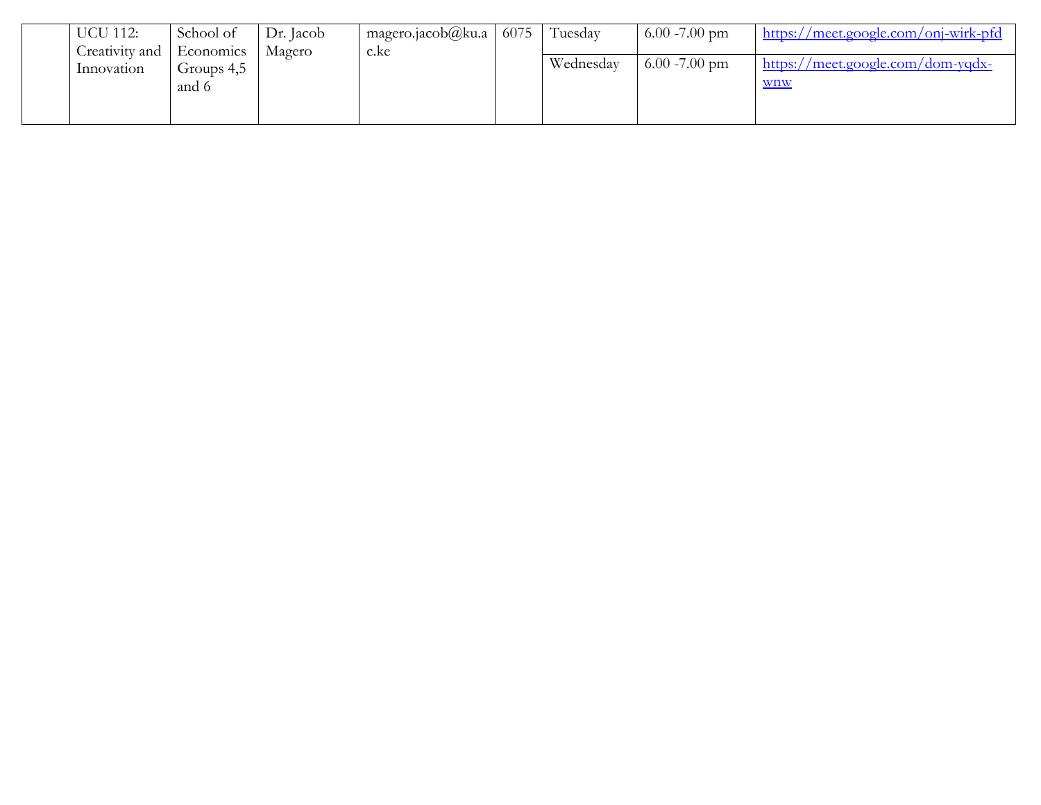| | | | | | | | | |
|---|---|---|---|---|---|---|---|---|
| | UCU 112: Creativity and Innovation | School of Economics Groups 4,5 and 6 | Dr. Jacob Magero | magero.jacob@ku.ac.ke | 6075 | Tuesday | 6.00 -7.00 pm | https://meet.google.com/onj-wirk-pfd |
| | | | | | | Wednesday | 6.00 -7.00 pm | https://meet.google.com/dom-yqdx-wnw |